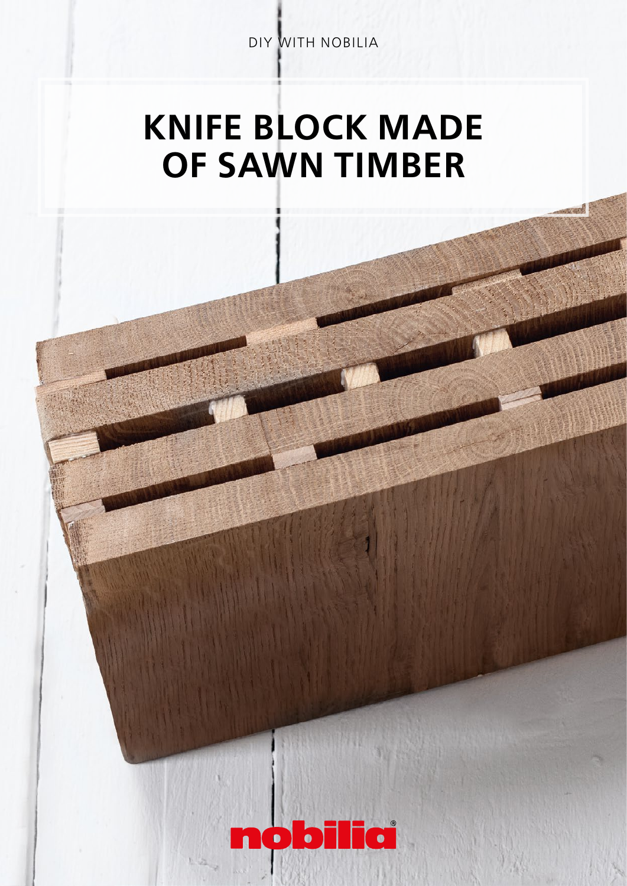DIY WITH NOBILIA

# KNIFE BLOCK MADE OF SAWN TIMBER

nobilia®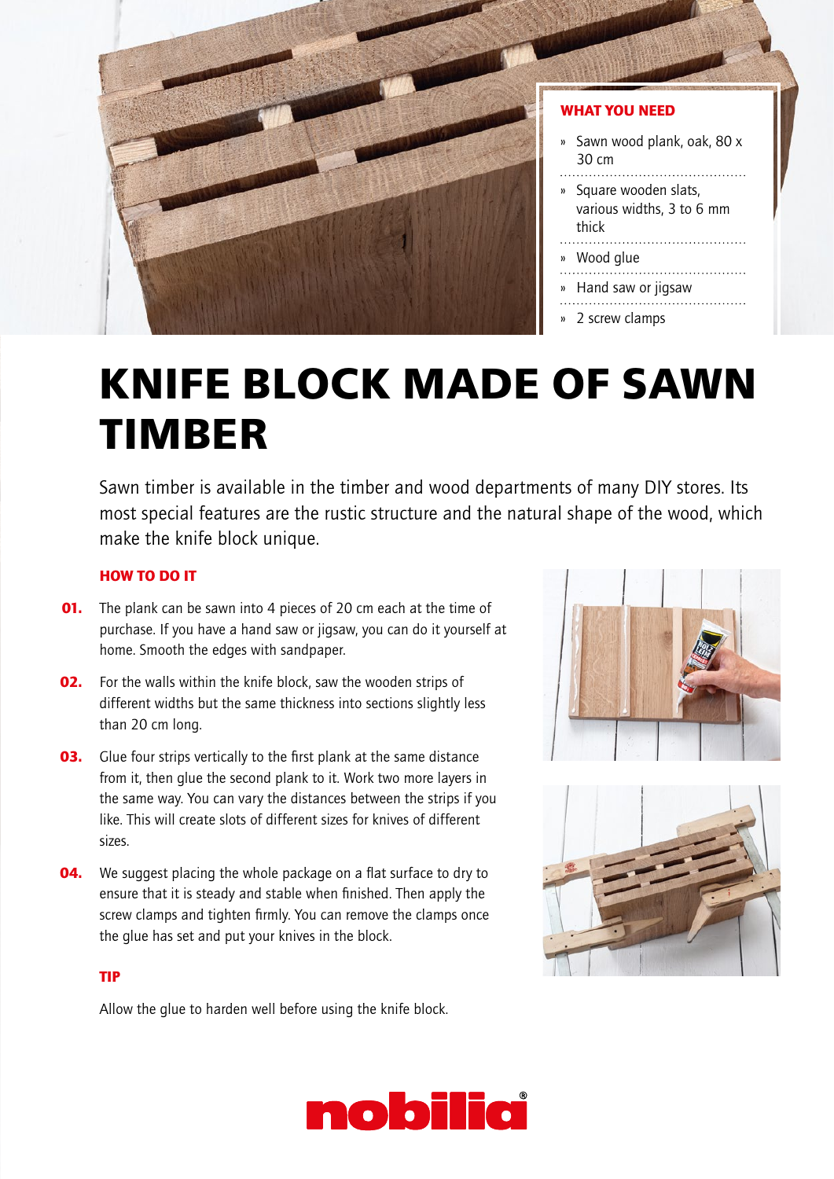## WHAT YOU NEED

- Sawn wood plank, oak, 80 x 30 cm
- Square wooden slats, various widths, 3 to 6 mm thick
- Wood glue
- Hand saw or jigsaw
- 2 screw clamps

# KNIFE BLOCK MADE OF SAWN TIMBER

Sawn timber is available in the timber and wood departments of many DIY stores. Its most special features are the rustic structure and the natural shape of the wood, which make the knife block unique.

### HOW TO DO IT

**01.** The plank can be sawn into 4 pieces of 20 cm each at the time of purchase. If you have a hand saw or jigsaw, you can do it yourself at home. Smooth the edges with sandpaper.

**02.** For the walls within the knife block, saw the wooden strips of different widths but the same thickness into sections slightly less than 20 cm long.

**03.** Glue four strips vertically to the first plank at the same distance from it, then glue the second plank to it. Work two more layers in the same way. You can vary the distances between the strips if you like. This will create slots of different sizes for knives of different sizes.

**04.** We suggest placing the whole package on a flat surface to dry to ensure that it is steady and stable when finished. Then apply the screw clamps and tighten firmly. You can remove the clamps once the glue has set and put your knives in the block.

### TIP

Allow the glue to harden well before using the knife block.

nobilia®